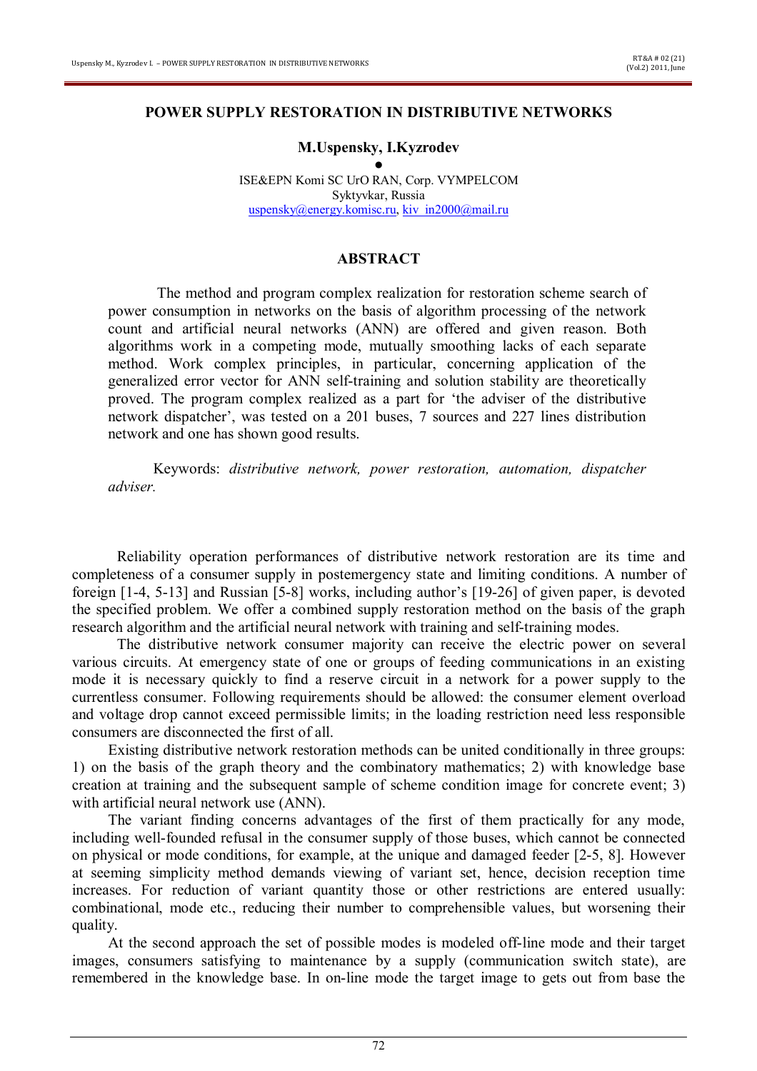# POWER SUPPLY RESTORATION IN DISTRIBUTIVE NETWORKS

**M.Uspensky, I.Kyzrodev**

●

ISE&EPN Komi SC UrO RAN, Corp. VYMPELCOM
Syktyvkar, Russia
uspensky@energy.komisc.ru, kiv_in2000@mail.ru

## ABSTRACT

The method and program complex realization for restoration scheme search of power consumption in networks on the basis of algorithm processing of the network count and artificial neural networks (ANN) are offered and given reason. Both algorithms work in a competing mode, mutually smoothing lacks of each separate method. Work complex principles, in particular, concerning application of the generalized error vector for ANN self-training and solution stability are theoretically proved. The program complex realized as a part for 'the adviser of the distributive network dispatcher', was tested on a 201 buses, 7 sources and 227 lines distribution network and one has shown good results.

Keywords: *distributive network, power restoration, automation, dispatcher adviser.*

Reliability operation performances of distributive network restoration are its time and completeness of a consumer supply in postemergency state and limiting conditions. A number of foreign [1-4, 5-13] and Russian [5-8] works, including author's [19-26] of given paper, is devoted the specified problem. We offer a combined supply restoration method on the basis of the graph research algorithm and the artificial neural network with training and self-training modes.

The distributive network consumer majority can receive the electric power on several various circuits. At emergency state of one or groups of feeding communications in an existing mode it is necessary quickly to find a reserve circuit in a network for a power supply to the currentless consumer. Following requirements should be allowed: the consumer element overload and voltage drop cannot exceed permissible limits; in the loading restriction need less responsible consumers are disconnected the first of all.

Existing distributive network restoration methods can be united conditionally in three groups: 1) on the basis of the graph theory and the combinatory mathematics; 2) with knowledge base creation at training and the subsequent sample of scheme condition image for concrete event; 3) with artificial neural network use (ANN).

The variant finding concerns advantages of the first of them practically for any mode, including well-founded refusal in the consumer supply of those buses, which cannot be connected on physical or mode conditions, for example, at the unique and damaged feeder [2-5, 8]. However at seeming simplicity method demands viewing of variant set, hence, decision reception time increases. For reduction of variant quantity those or other restrictions are entered usually: combinational, mode etc., reducing their number to comprehensible values, but worsening their quality.

At the second approach the set of possible modes is modeled off-line mode and their target images, consumers satisfying to maintenance by a supply (communication switch state), are remembered in the knowledge base. In on-line mode the target image to gets out from base the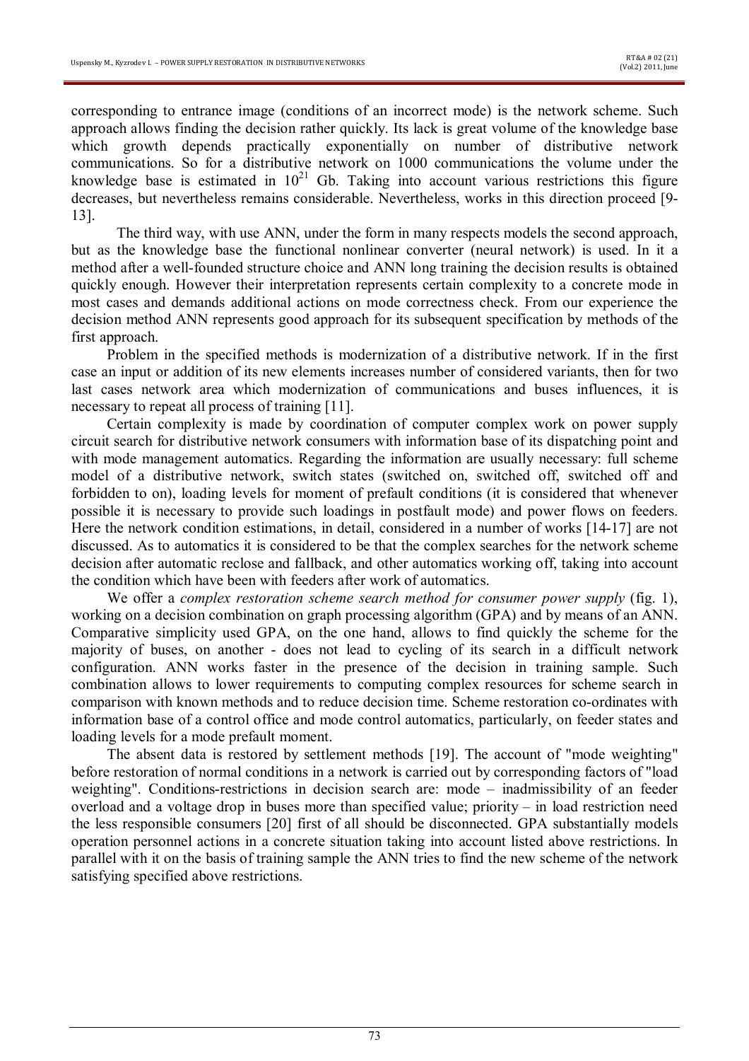corresponding to entrance image (conditions of an incorrect mode) is the network scheme. Such approach allows finding the decision rather quickly. Its lack is great volume of the knowledge base which growth depends practically exponentially on number of distributive network communications. So for a distributive network on 1000 communications the volume under the knowledge base is estimated in $10^{21}$ Gb. Taking into account various restrictions this figure decreases, but nevertheless remains considerable. Nevertheless, works in this direction proceed [9-13].

The third way, with use ANN, under the form in many respects models the second approach, but as the knowledge base the functional nonlinear converter (neural network) is used. In it a method after a well-founded structure choice and ANN long training the decision results is obtained quickly enough. However their interpretation represents certain complexity to a concrete mode in most cases and demands additional actions on mode correctness check. From our experience the decision method ANN represents good approach for its subsequent specification by methods of the first approach.

Problem in the specified methods is modernization of a distributive network. If in the first case an input or addition of its new elements increases number of considered variants, then for two last cases network area which modernization of communications and buses influences, it is necessary to repeat all process of training [11].

Certain complexity is made by coordination of computer complex work on power supply circuit search for distributive network consumers with information base of its dispatching point and with mode management automatics. Regarding the information are usually necessary: full scheme model of a distributive network, switch states (switched on, switched off, switched off and forbidden to on), loading levels for moment of prefault conditions (it is considered that whenever possible it is necessary to provide such loadings in postfault mode) and power flows on feeders. Here the network condition estimations, in detail, considered in a number of works [14-17] are not discussed. As to automatics it is considered to be that the complex searches for the network scheme decision after automatic reclose and fallback, and other automatics working off, taking into account the condition which have been with feeders after work of automatics.

We offer a *complex restoration scheme search method for consumer power supply* (fig. 1), working on a decision combination on graph processing algorithm (GPA) and by means of an ANN. Comparative simplicity used GPA, on the one hand, allows to find quickly the scheme for the majority of buses, on another - does not lead to cycling of its search in a difficult network configuration. ANN works faster in the presence of the decision in training sample. Such combination allows to lower requirements to computing complex resources for scheme search in comparison with known methods and to reduce decision time. Scheme restoration co-ordinates with information base of a control office and mode control automatics, particularly, on feeder states and loading levels for a mode prefault moment.

The absent data is restored by settlement methods [19]. The account of "mode weighting" before restoration of normal conditions in a network is carried out by corresponding factors of "load weighting". Conditions-restrictions in decision search are: mode – inadmissibility of an feeder overload and a voltage drop in buses more than specified value; priority – in load restriction need the less responsible consumers [20] first of all should be disconnected. GPA substantially models operation personnel actions in a concrete situation taking into account listed above restrictions. In parallel with it on the basis of training sample the ANN tries to find the new scheme of the network satisfying specified above restrictions.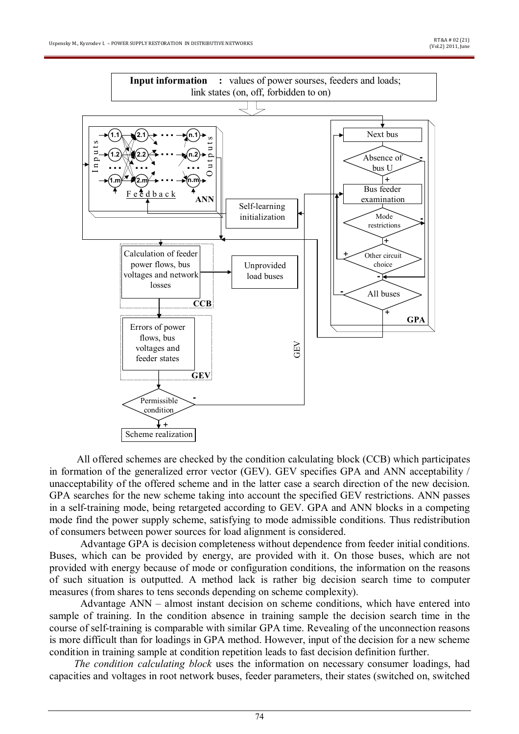All offered schemes are checked by the condition calculating block (CCB) which participates in formation of the generalized error vector (GEV). GEV specifies GPA and ANN acceptability / unacceptability of the offered scheme and in the latter case a search direction of the new decision. GPA searches for the new scheme taking into account the specified GEV restrictions. ANN passes in a self-training mode, being retargeted according to GEV. GPA and ANN blocks in a competing mode find the power supply scheme, satisfying to mode admissible conditions. Thus redistribution of consumers between power sources for load alignment is considered.

Advantage GPA is decision completeness without dependence from feeder initial conditions. Buses, which can be provided by energy, are provided with it. On those buses, which are not provided with energy because of mode or configuration conditions, the information on the reasons of such situation is outputted. A method lack is rather big decision search time to computer measures (from shares to tens seconds depending on scheme complexity).

Advantage ANN – almost instant decision on scheme conditions, which have entered into sample of training. In the condition absence in training sample the decision search time in the course of self-training is comparable with similar GPA time. Revealing of the unconnection reasons is more difficult than for loadings in GPA method. However, input of the decision for a new scheme condition in training sample at condition repetition leads to fast decision definition further.

*The condition calculating block* uses the information on necessary consumer loadings, had capacities and voltages in root network buses, feeder parameters, their states (switched on, switched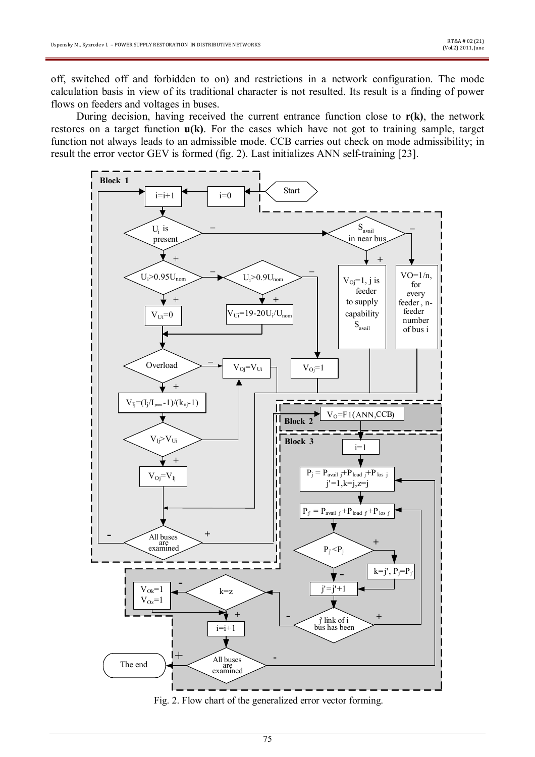off, switched off and switched off and forbidden to on) and restrictions in a network configuration. The mode calculation basis in view of its traditional character is not resulted. Its result is a finding of power flows on feeders and voltages in buses.

During decision, having received the current entrance function close to **r(k)**, the network restores on a target function **u(k)**. For the cases which have not got to training sample, target function not always leads to an admissible mode. CCB carries out check on mode admissibility; in result the error vector GEV is formed (fig. 2). Last initializes ANN self-training [23].

Fig. 2. Flow chart of the generalized error vector forming.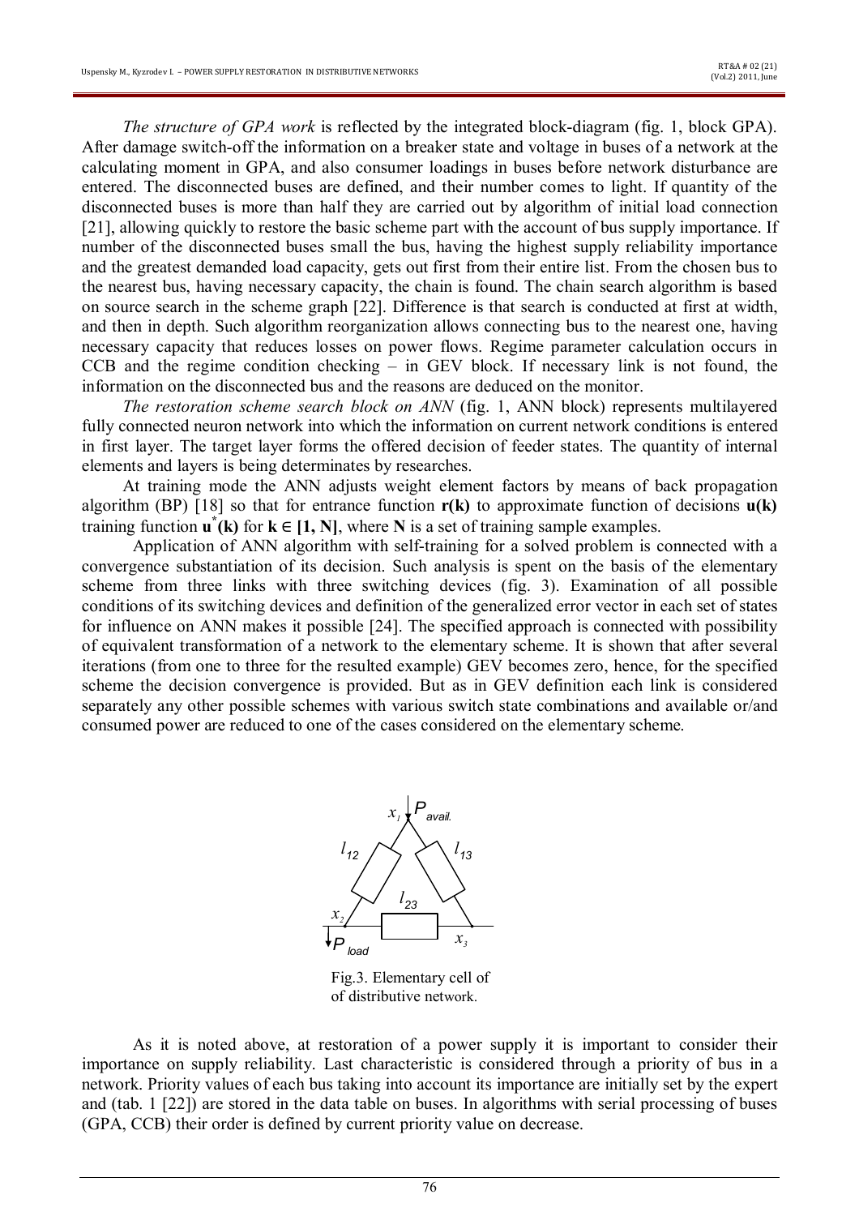*The structure of GPA work* is reflected by the integrated block-diagram (fig. 1, block GPA). After damage switch-off the information on a breaker state and voltage in buses of a network at the calculating moment in GPA, and also consumer loadings in buses before network disturbance are entered. The disconnected buses are defined, and their number comes to light. If quantity of the disconnected buses is more than half they are carried out by algorithm of initial load connection [21], allowing quickly to restore the basic scheme part with the account of bus supply importance. If number of the disconnected buses small the bus, having the highest supply reliability importance and the greatest demanded load capacity, gets out first from their entire list. From the chosen bus to the nearest bus, having necessary capacity, the chain is found. The chain search algorithm is based on source search in the scheme graph [22]. Difference is that search is conducted at first at width, and then in depth. Such algorithm reorganization allows connecting bus to the nearest one, having necessary capacity that reduces losses on power flows. Regime parameter calculation occurs in CCB and the regime condition checking – in GEV block. If necessary link is not found, the information on the disconnected bus and the reasons are deduced on the monitor.

*The restoration scheme search block on ANN* (fig. 1, ANN block) represents multilayered fully connected neuron network into which the information on current network conditions is entered in first layer. The target layer forms the offered decision of feeder states. The quantity of internal elements and layers is being determinates by researches.

At training mode the ANN adjusts weight element factors by means of back propagation algorithm (BP) [18] so that for entrance function **r(k)** to approximate function of decisions **u(k)** training function $\mathbf{u}^*(\mathbf{k})$ for $\mathbf{k} \in [\mathbf{1}, \mathbf{N}]$, where **N** is a set of training sample examples.

Application of ANN algorithm with self-training for a solved problem is connected with a convergence substantiation of its decision. Such analysis is spent on the basis of the elementary scheme from three links with three switching devices (fig. 3). Examination of all possible conditions of its switching devices and definition of the generalized error vector in each set of states for influence on ANN makes it possible [24]. The specified approach is connected with possibility of equivalent transformation of a network to the elementary scheme. It is shown that after several iterations (from one to three for the resulted example) GEV becomes zero, hence, for the specified scheme the decision convergence is provided. But as in GEV definition each link is considered separately any other possible schemes with various switch state combinations and available or/and consumed power are reduced to one of the cases considered on the elementary scheme.

Fig.3. Elementary cell of of distributive network.

As it is noted above, at restoration of a power supply it is important to consider their importance on supply reliability. Last characteristic is considered through a priority of bus in a network. Priority values of each bus taking into account its importance are initially set by the expert and (tab. 1 [22]) are stored in the data table on buses. In algorithms with serial processing of buses (GPA, CCB) their order is defined by current priority value on decrease.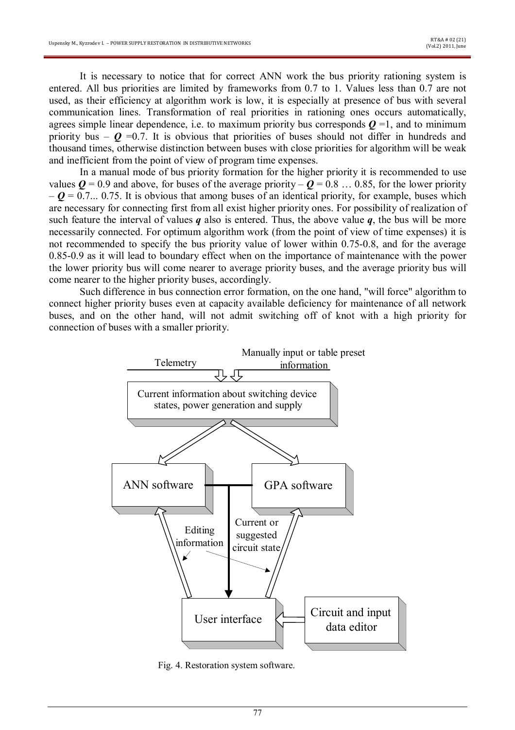It is necessary to notice that for correct ANN work the bus priority rationing system is entered. All bus priorities are limited by frameworks from 0.7 to 1. Values less than 0.7 are not used, as their efficiency at algorithm work is low, it is especially at presence of bus with several communication lines. Transformation of real priorities in rationing ones occurs automatically, agrees simple linear dependence, i.e. to maximum priority bus corresponds $\boldsymbol{Q}=1$, and to minimum priority bus – $\boldsymbol{Q}=0.7$. It is obvious that priorities of buses should not differ in hundreds and thousand times, otherwise distinction between buses with close priorities for algorithm will be weak and inefficient from the point of view of program time expenses.

In a manual mode of bus priority formation for the higher priority it is recommended to use values $\boldsymbol{Q}=0.9$ and above, for buses of the average priority – $\boldsymbol{Q}=0.8 \ldots 0.85$, for the lower priority – $\boldsymbol{Q}=0.7 \ldots 0.75$. It is obvious that among buses of an identical priority, for example, buses which are necessary for connecting first from all exist higher priority ones. For possibility of realization of such feature the interval of values $\boldsymbol{q}$ also is entered. Thus, the above value $\boldsymbol{q}$, the bus will be more necessarily connected. For optimum algorithm work (from the point of view of time expenses) it is not recommended to specify the bus priority value of lower within 0.75-0.8, and for the average 0.85-0.9 as it will lead to boundary effect when on the importance of maintenance with the power the lower priority bus will come nearer to average priority buses, and the average priority bus will come nearer to the higher priority buses, accordingly.

Such difference in bus connection error formation, on the one hand, "will force" algorithm to connect higher priority buses even at capacity available deficiency for maintenance of all network buses, and on the other hand, will not admit switching off of knot with a high priority for connection of buses with a smaller priority.

Fig. 4. Restoration system software.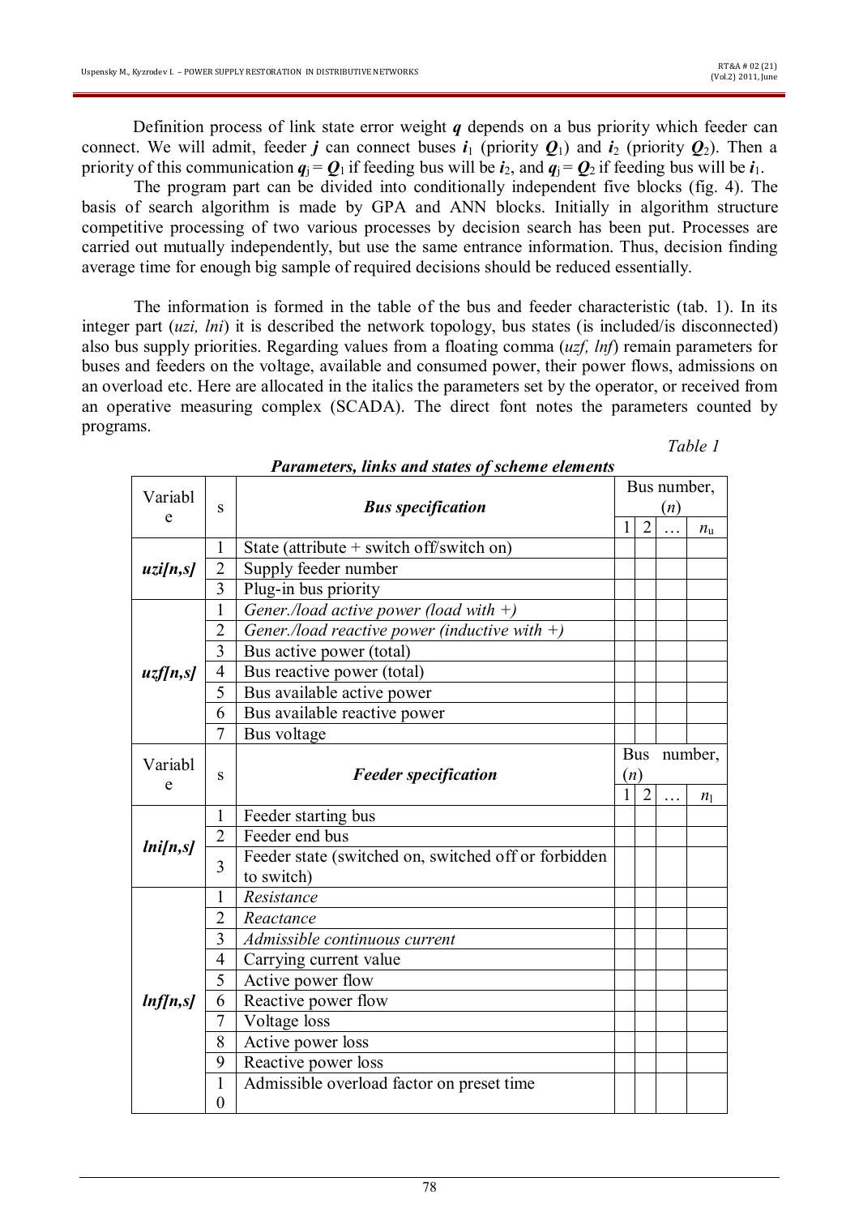Definition process of link state error weight $\boldsymbol{q}$ depends on a bus priority which feeder can connect. We will admit, feeder $\boldsymbol{j}$ can connect buses $\boldsymbol{i}_1$ (priority $\boldsymbol{Q}_1$) and $\boldsymbol{i}_2$ (priority $\boldsymbol{Q}_2$). Then a priority of this communication $\boldsymbol{q}_j = \boldsymbol{Q}_1$ if feeding bus will be $\boldsymbol{i}_2$, and $\boldsymbol{q}_j = \boldsymbol{Q}_2$ if feeding bus will be $\boldsymbol{i}_1$.

The program part can be divided into conditionally independent five blocks (fig. 4). The basis of search algorithm is made by GPA and ANN blocks. Initially in algorithm structure competitive processing of two various processes by decision search has been put. Processes are carried out mutually independently, but use the same entrance information. Thus, decision finding average time for enough big sample of required decisions should be reduced essentially.

The information is formed in the table of the bus and feeder characteristic (tab. 1). In its integer part (*uzi, lni*) it is described the network topology, bus states (is included/is disconnected) also bus supply priorities. Regarding values from a floating comma (*uzf, lnf*) remain parameters for buses and feeders on the voltage, available and consumed power, their power flows, admissions on an overload etc. Here are allocated in the italics the parameters set by the operator, or received from an operative measuring complex (SCADA). The direct font notes the parameters counted by programs.

*Table 1*

***Parameters, links and states of scheme elements***

| Variable | s | ***Bus specification*** | Bus number, ($n$) | | | |
|---|---|---|---|---|---|---|
| | | | 1 | 2 | … | $n_u$ |
| ***uzi[n,s]*** | 1 | State (attribute + switch off/switch on) | | | | |
| | 2 | Supply feeder number | | | | |
| | 3 | Plug-in bus priority | | | | |
| ***uzf[n,s]*** | 1 | *Gener./load active power (load with +)* | | | | |
| | 2 | *Gener./load reactive power (inductive with +)* | | | | |
| | 3 | Bus active power (total) | | | | |
| | 4 | Bus reactive power (total) | | | | |
| | 5 | Bus available active power | | | | |
| | 6 | Bus available reactive power | | | | |
| | 7 | Bus voltage | | | | |
| Variable | s | ***Feeder specification*** | Bus number, ($n$) | | | |
| | | | 1 | 2 | … | $n_l$ |
| ***lni[n,s]*** | 1 | Feeder starting bus | | | | |
| | 2 | Feeder end bus | | | | |
| | 3 | Feeder state (switched on, switched off or forbidden to switch) | | | | |
| ***lnf[n,s]*** | 1 | *Resistance* | | | | |
| | 2 | *Reactance* | | | | |
| | 3 | *Admissible continuous current* | | | | |
| | 4 | Carrying current value | | | | |
| | 5 | Active power flow | | | | |
| | 6 | Reactive power flow | | | | |
| | 7 | Voltage loss | | | | |
| | 8 | Active power loss | | | | |
| | 9 | Reactive power loss | | | | |
| | 10 | Admissible overload factor on preset time | | | | |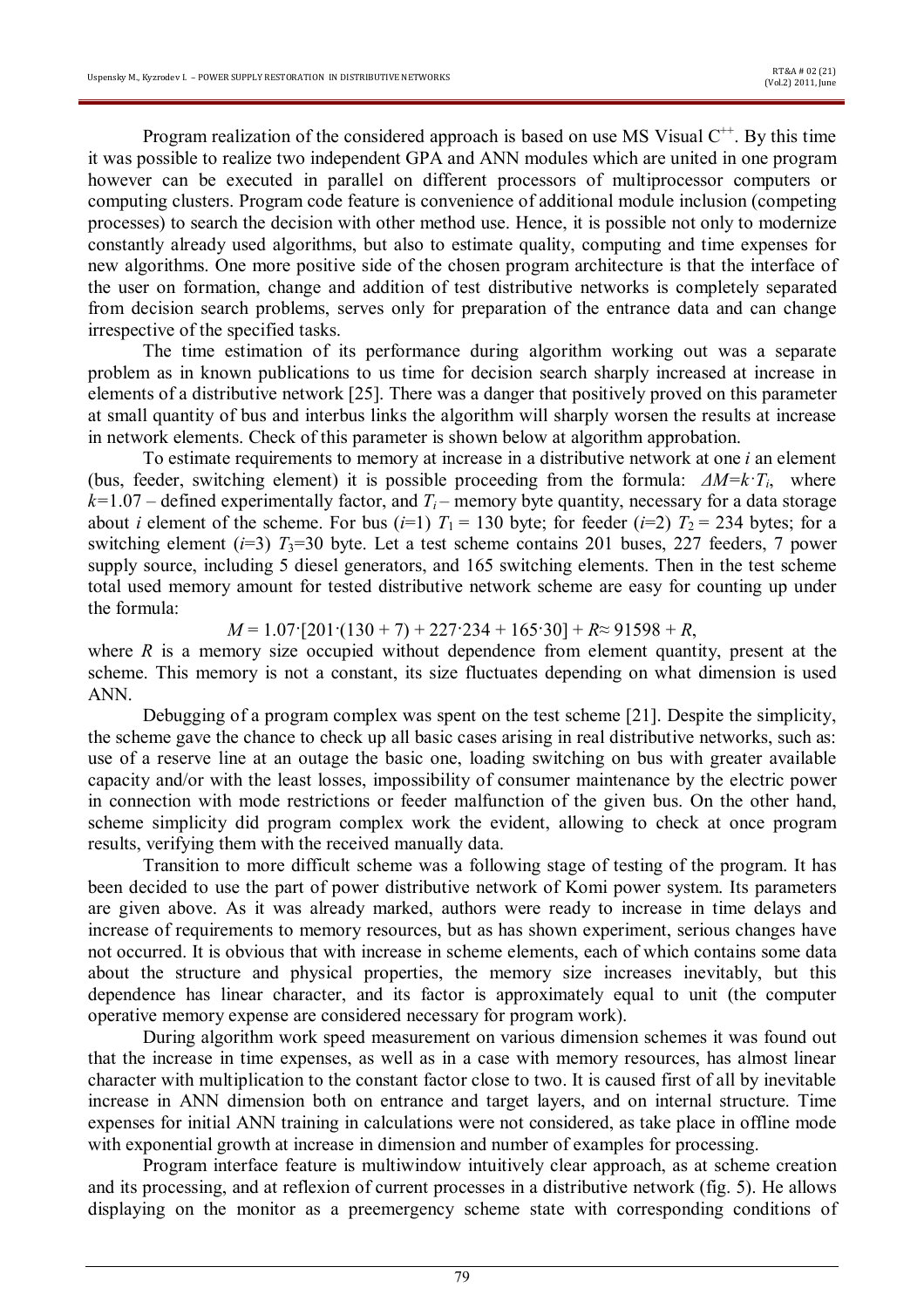Program realization of the considered approach is based on use MS Visual $C^{++}$. By this time it was possible to realize two independent GPA and ANN modules which are united in one program however can be executed in parallel on different processors of multiprocessor computers or computing clusters. Program code feature is convenience of additional module inclusion (competing processes) to search the decision with other method use. Hence, it is possible not only to modernize constantly already used algorithms, but also to estimate quality, computing and time expenses for new algorithms. One more positive side of the chosen program architecture is that the interface of the user on formation, change and addition of test distributive networks is completely separated from decision search problems, serves only for preparation of the entrance data and can change irrespective of the specified tasks.

The time estimation of its performance during algorithm working out was a separate problem as in known publications to us time for decision search sharply increased at increase in elements of a distributive network [25]. There was a danger that positively proved on this parameter at small quantity of bus and interbus links the algorithm will sharply worsen the results at increase in network elements. Check of this parameter is shown below at algorithm approbation.

To estimate requirements to memory at increase in a distributive network at one $i$ an element (bus, feeder, switching element) it is possible proceeding from the formula: $\Delta M=k\cdot T_i$, where $k=1.07$ – defined experimentally factor, and $T_i$ – memory byte quantity, necessary for a data storage about $i$ element of the scheme. For bus ($i$=1) $T_1$ = 130 byte; for feeder ($i$=2) $T_2$ = 234 bytes; for a switching element ($i$=3) $T_3$=30 byte. Let a test scheme contains 201 buses, 227 feeders, 7 power supply source, including 5 diesel generators, and 165 switching elements. Then in the test scheme total used memory amount for tested distributive network scheme are easy for counting up under the formula:

$$M = 1.07\cdot[201\cdot(130 + 7) + 227\cdot 234 + 165\cdot 30] + R \approx 91598 + R,$$

where $R$ is a memory size occupied without dependence from element quantity, present at the scheme. This memory is not a constant, its size fluctuates depending on what dimension is used ANN.

Debugging of a program complex was spent on the test scheme [21]. Despite the simplicity, the scheme gave the chance to check up all basic cases arising in real distributive networks, such as: use of a reserve line at an outage the basic one, loading switching on bus with greater available capacity and/or with the least losses, impossibility of consumer maintenance by the electric power in connection with mode restrictions or feeder malfunction of the given bus. On the other hand, scheme simplicity did program complex work the evident, allowing to check at once program results, verifying them with the received manually data.

Transition to more difficult scheme was a following stage of testing of the program. It has been decided to use the part of power distributive network of Komi power system. Its parameters are given above. As it was already marked, authors were ready to increase in time delays and increase of requirements to memory resources, but as has shown experiment, serious changes have not occurred. It is obvious that with increase in scheme elements, each of which contains some data about the structure and physical properties, the memory size increases inevitably, but this dependence has linear character, and its factor is approximately equal to unit (the computer operative memory expense are considered necessary for program work).

During algorithm work speed measurement on various dimension schemes it was found out that the increase in time expenses, as well as in a case with memory resources, has almost linear character with multiplication to the constant factor close to two. It is caused first of all by inevitable increase in ANN dimension both on entrance and target layers, and on internal structure. Time expenses for initial ANN training in calculations were not considered, as take place in offline mode with exponential growth at increase in dimension and number of examples for processing.

Program interface feature is multiwindow intuitively clear approach, as at scheme creation and its processing, and at reflexion of current processes in a distributive network (fig. 5). He allows displaying on the monitor as a preemergency scheme state with corresponding conditions of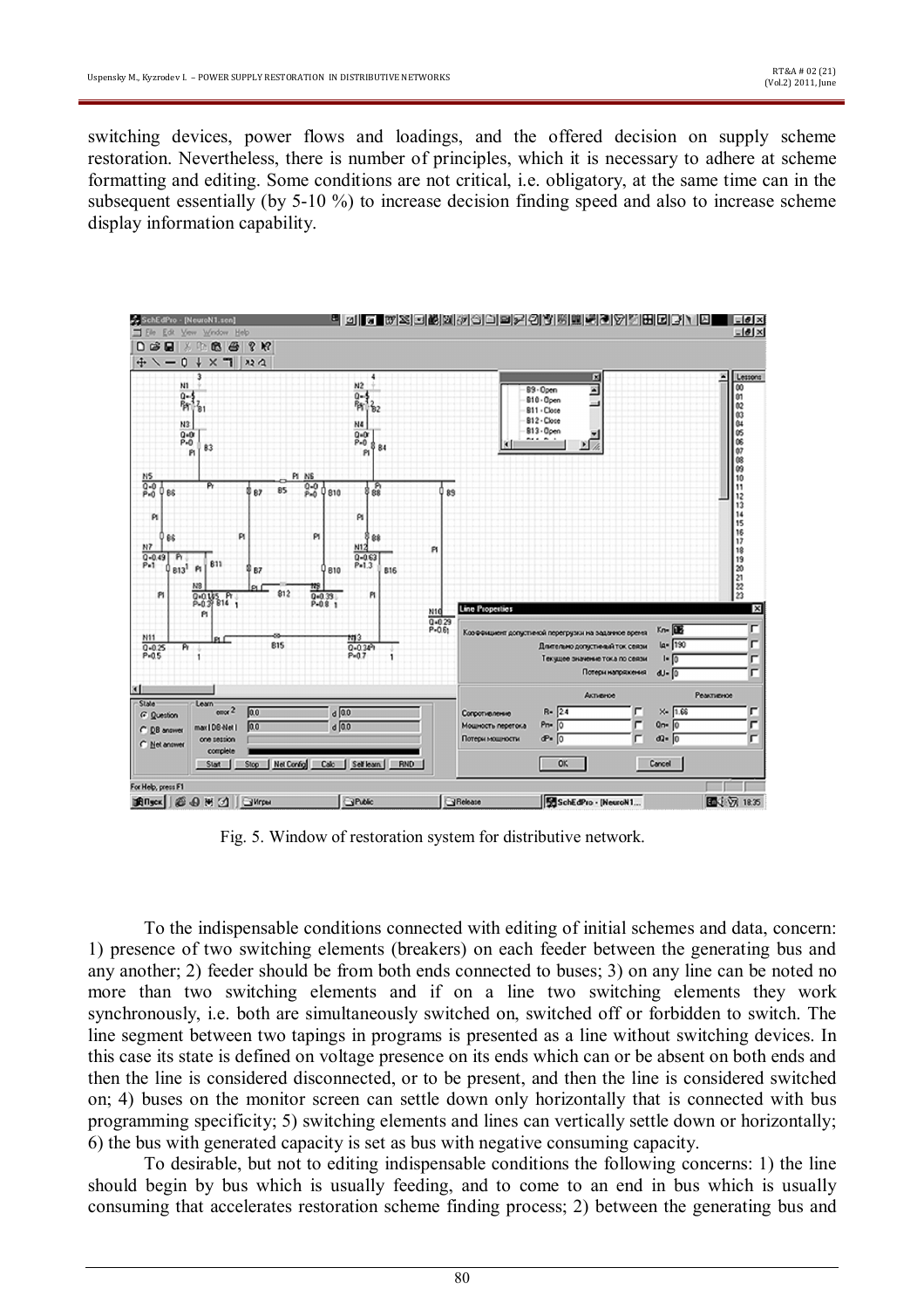switching devices, power flows and loadings, and the offered decision on supply scheme restoration. Nevertheless, there is number of principles, which it is necessary to adhere at scheme formatting and editing. Some conditions are not critical, i.e. obligatory, at the same time can in the subsequent essentially (by 5-10 %) to increase decision finding speed and also to increase scheme display information capability.

Fig. 5. Window of restoration system for distributive network.

To the indispensable conditions connected with editing of initial schemes and data, concern: 1) presence of two switching elements (breakers) on each feeder between the generating bus and any another; 2) feeder should be from both ends connected to buses; 3) on any line can be noted no more than two switching elements and if on a line two switching elements they work synchronously, i.e. both are simultaneously switched on, switched off or forbidden to switch. The line segment between two tapings in programs is presented as a line without switching devices. In this case its state is defined on voltage presence on its ends which can or be absent on both ends and then the line is considered disconnected, or to be present, and then the line is considered switched on; 4) buses on the monitor screen can settle down only horizontally that is connected with bus programming specificity; 5) switching elements and lines can vertically settle down or horizontally; 6) the bus with generated capacity is set as bus with negative consuming capacity.

To desirable, but not to editing indispensable conditions the following concerns: 1) the line should begin by bus which is usually feeding, and to come to an end in bus which is usually consuming that accelerates restoration scheme finding process; 2) between the generating bus and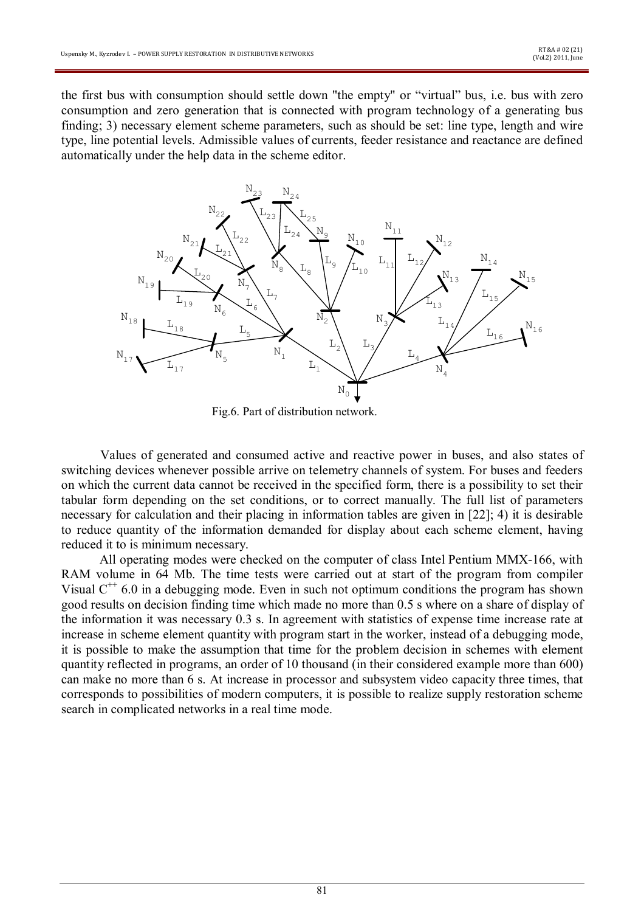the first bus with consumption should settle down "the empty" or "virtual" bus, i.e. bus with zero consumption and zero generation that is connected with program technology of a generating bus finding; 3) necessary element scheme parameters, such as should be set: line type, length and wire type, line potential levels. Admissible values of currents, feeder resistance and reactance are defined automatically under the help data in the scheme editor.

Fig.6. Part of distribution network.

Values of generated and consumed active and reactive power in buses, and also states of switching devices whenever possible arrive on telemetry channels of system. For buses and feeders on which the current data cannot be received in the specified form, there is a possibility to set their tabular form depending on the set conditions, or to correct manually. The full list of parameters necessary for calculation and their placing in information tables are given in [22]; 4) it is desirable to reduce quantity of the information demanded for display about each scheme element, having reduced it to is minimum necessary.

All operating modes were checked on the computer of class Intel Pentium MMX-166, with RAM volume in 64 Mb. The time tests were carried out at start of the program from compiler Visual $C^{++}$ 6.0 in a debugging mode. Even in such not optimum conditions the program has shown good results on decision finding time which made no more than 0.5 s where on a share of display of the information it was necessary 0.3 s. In agreement with statistics of expense time increase rate at increase in scheme element quantity with program start in the worker, instead of a debugging mode, it is possible to make the assumption that time for the problem decision in schemes with element quantity reflected in programs, an order of 10 thousand (in their considered example more than 600) can make no more than 6 s. At increase in processor and subsystem video capacity three times, that corresponds to possibilities of modern computers, it is possible to realize supply restoration scheme search in complicated networks in a real time mode.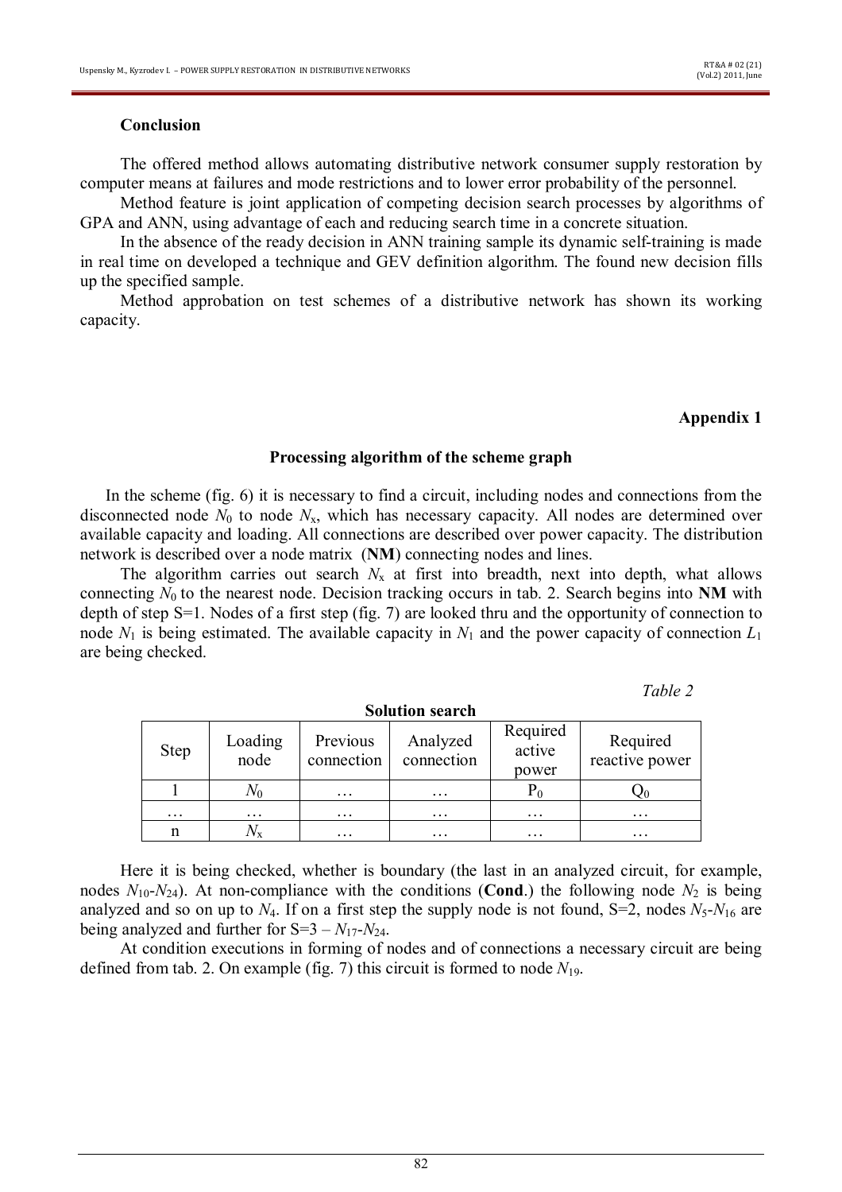### Conclusion

The offered method allows automating distributive network consumer supply restoration by computer means at failures and mode restrictions and to lower error probability of the personnel.

Method feature is joint application of competing decision search processes by algorithms of GPA and ANN, using advantage of each and reducing search time in a concrete situation.

In the absence of the ready decision in ANN training sample its dynamic self-training is made in real time on developed a technique and GEV definition algorithm. The found new decision fills up the specified sample.

Method approbation on test schemes of a distributive network has shown its working capacity.

**Appendix 1**

### Processing algorithm of the scheme graph

In the scheme (fig. 6) it is necessary to find a circuit, including nodes and connections from the disconnected node $N_0$ to node $N_x$, which has necessary capacity. All nodes are determined over available capacity and loading. All connections are described over power capacity. The distribution network is described over a node matrix (**NM**) connecting nodes and lines.

The algorithm carries out search $N_x$ at first into breadth, next into depth, what allows connecting $N_0$ to the nearest node. Decision tracking occurs in tab. 2. Search begins into **NM** with depth of step S=1. Nodes of a first step (fig. 7) are looked thru and the opportunity of connection to node $N_1$ is being estimated. The available capacity in $N_1$ and the power capacity of connection $L_1$ are being checked.

*Table 2*

**Solution search**

| Step | Loading node | Previous connection | Analyzed connection | Required active power | Required reactive power |
|---|---|---|---|---|---|
| 1 | $N_0$ | … | … | $P_0$ | $Q_0$ |
| … | … | … | … | … | … |
| n | $N_x$ | … | … | … | … |

Here it is being checked, whether is boundary (the last in an analyzed circuit, for example, nodes $N_{10}$-$N_{24}$). At non-compliance with the conditions (**Cond**.) the following node $N_2$ is being analyzed and so on up to $N_4$. If on a first step the supply node is not found, S=2, nodes $N_5$-$N_{16}$ are being analyzed and further for S=3 – $N_{17}$-$N_{24}$.

At condition executions in forming of nodes and of connections a necessary circuit are being defined from tab. 2. On example (fig. 7) this circuit is formed to node $N_{19}$.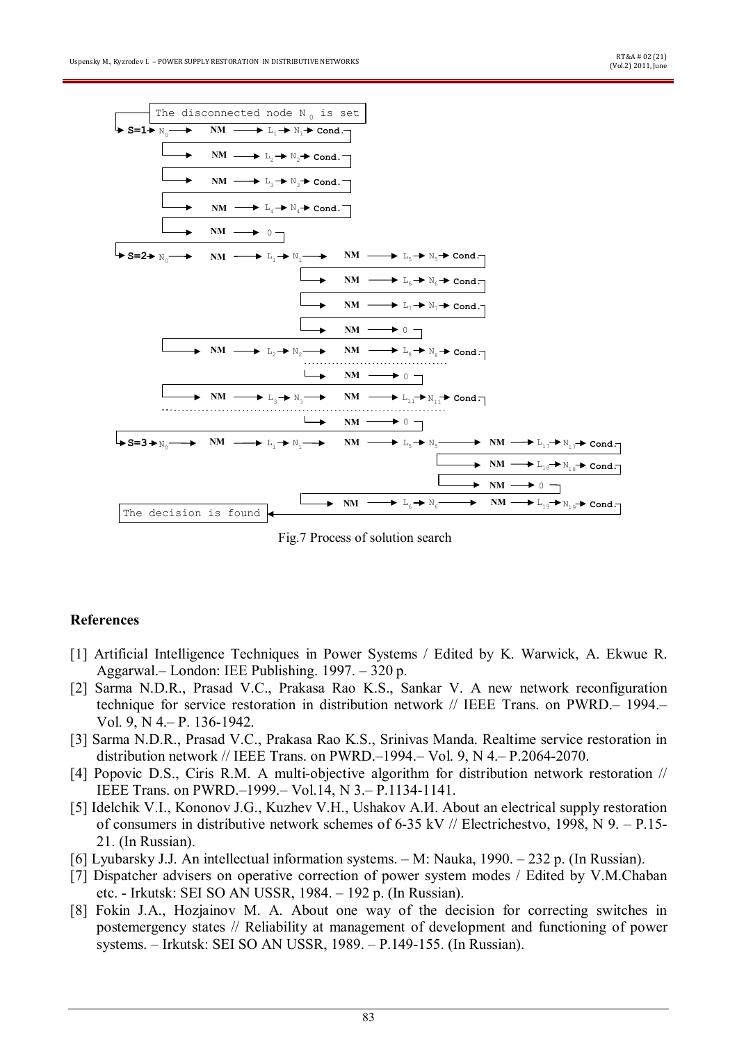The disconnected node $N_0$ is set

S=1 → $N_0$ → NM → $L_1$ → $N_1$ → Cond.
→ NM → $L_2$ → $N_2$ → Cond.
→ NM → $L_3$ → $N_3$ → Cond.
→ NM → $L_4$ → $N_4$ → Cond.
→ NM → 0

S=2 → $N_0$ → NM → $L_1$ → $N_1$ → NM → $L_5$ → $N_5$ → Cond.
→ NM → $L_6$ → $N_6$ → Cond.
→ NM → $L_7$ → $N_7$ → Cond.
→ NM → 0
→ NM → $L_2$ → $N_2$ → NM → $L_8$ → $N_8$ → Cond.
→ NM → 0
→ NM → $L_3$ → $N_3$ → NM → $L_{11}$ → $N_{11}$ → Cond.
→ NM → 0

S=3 → $N_0$ → NM → $L_1$ → $N_1$ → NM → $L_5$ → $N_5$ → NM → $L_{17}$ → $N_{17}$ → Cond.
→ NM → $L_{18}$ → $N_{18}$ → Cond.
→ NM → 0
→ NM → $L_6$ → $N_6$ → NM → $L_{19}$ → $N_{19}$ → Cond.

The decision is found

Fig.7 Process of solution search

## References

[1] Artificial Intelligence Techniques in Power Systems / Edited by K. Warwick, A. Ekwue R. Aggarwal.– London: IEE Publishing. 1997. – 320 p.

[2] Sarma N.D.R., Prasad V.C., Prakasa Rao K.S., Sankar V. A new network reconfiguration technique for service restoration in distribution network // IEEE Trans. on PWRD.– 1994.– Vol. 9, N 4.– P. 136-1942.

[3] Sarma N.D.R., Prasad V.C., Prakasa Rao K.S., Srinivas Manda. Realtime service restoration in distribution network // IEEE Trans. on PWRD.–1994.– Vol. 9, N 4.– P.2064-2070.

[4] Popovic D.S., Ciris R.M. A multi-objective algorithm for distribution network restoration // IEEE Trans. on PWRD.–1999.– Vol.14, N 3.– P.1134-1141.

[5] Idelchik V.I., Kononov J.G., Kuzhev V.H., Ushakov A.И. About an electrical supply restoration of consumers in distributive network schemes of 6-35 kV // Electrichestvo, 1998, N 9. – P.15-21. (In Russian).

[6] Lyubarsky J.J. An intellectual information systems. – M: Nauka, 1990. – 232 p. (In Russian).

[7] Dispatcher advisers on operative correction of power system modes / Edited by V.M.Chaban etc. - Irkutsk: SEI SO AN USSR, 1984. – 192 p. (In Russian).

[8] Fokin J.A., Hozjainov M. A. About one way of the decision for correcting switches in postemergency states // Reliability at management of development and functioning of power systems. – Irkutsk: SEI SO AN USSR, 1989. – P.149-155. (In Russian).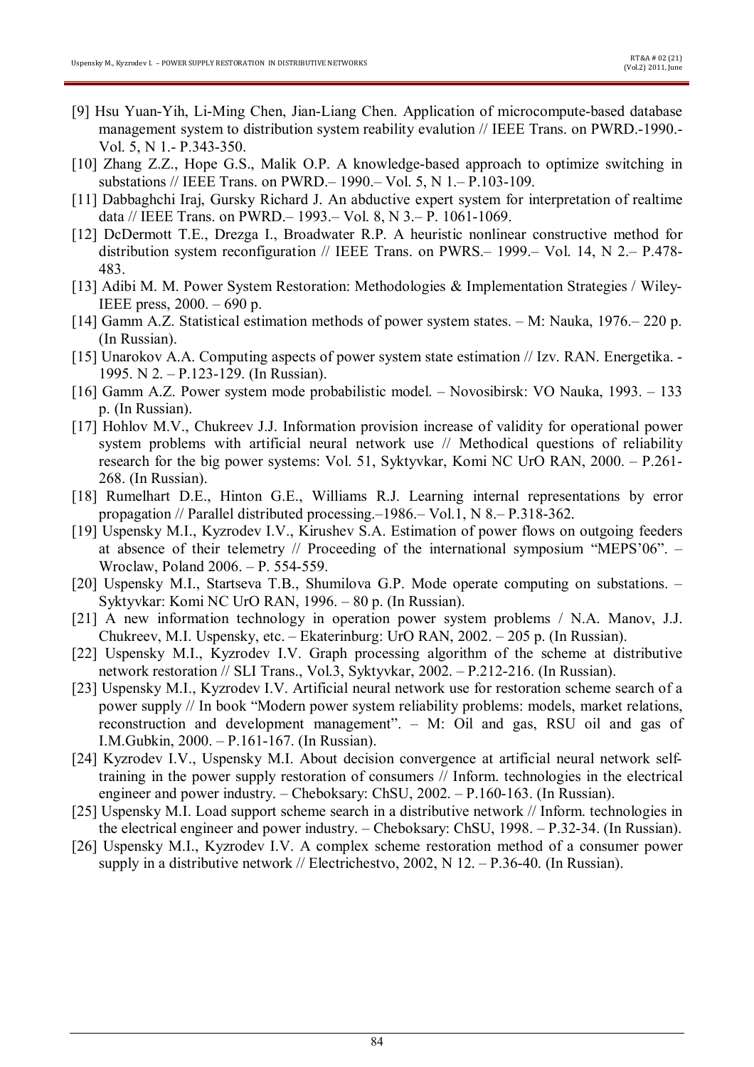[9] Hsu Yuan-Yih, Li-Ming Chen, Jian-Liang Chen. Application of microcompute-based database management system to distribution system reability evalution // IEEE Trans. on PWRD.-1990.- Vol. 5, N 1.- P.343-350.

[10] Zhang Z.Z., Hope G.S., Malik O.P. A knowledge-based approach to optimize switching in substations // IEEE Trans. on PWRD.– 1990.– Vol. 5, N 1.– P.103-109.

[11] Dabbaghchi Iraj, Gursky Richard J. An abductive expert system for interpretation of realtime data // IEEE Trans. on PWRD.– 1993.– Vol. 8, N 3.– P. 1061-1069.

[12] DcDermott T.E., Drezga I., Broadwater R.P. A heuristic nonlinear constructive method for distribution system reconfiguration // IEEE Trans. on PWRS.– 1999.– Vol. 14, N 2.– P.478-483.

[13] Adibi M. M. Power System Restoration: Methodologies & Implementation Strategies / Wiley-IEEE press, 2000. – 690 p.

[14] Gamm A.Z. Statistical estimation methods of power system states. – M: Nauka, 1976.– 220 p. (In Russian).

[15] Unarokov A.A. Computing aspects of power system state estimation // Izv. RAN. Energetika. - 1995. N 2. – P.123-129. (In Russian).

[16] Gamm A.Z. Power system mode probabilistic model. – Novosibirsk: VO Nauka, 1993. – 133 p. (In Russian).

[17] Hohlov M.V., Chukreev J.J. Information provision increase of validity for operational power system problems with artificial neural network use // Methodical questions of reliability research for the big power systems: Vol. 51, Syktyvkar, Komi NC UrO RAN, 2000. – P.261-268. (In Russian).

[18] Rumelhart D.E., Hinton G.E., Williams R.J. Learning internal representations by error propagation // Parallel distributed processing.–1986.– Vol.1, N 8.– P.318-362.

[19] Uspensky M.I., Kyzrodev I.V., Kirushev S.A. Estimation of power flows on outgoing feeders at absence of their telemetry // Proceeding of the international symposium “MEPS’06”. – Wroclaw, Poland 2006. – P. 554-559.

[20] Uspensky M.I., Startseva T.B., Shumilova G.P. Mode operate computing on substations. – Syktyvkar: Komi NC UrO RAN, 1996. – 80 p. (In Russian).

[21] A new information technology in operation power system problems / N.A. Manov, J.J. Chukreev, M.I. Uspensky, etc. – Ekaterinburg: UrO RAN, 2002. – 205 p. (In Russian).

[22] Uspensky M.I., Kyzrodev I.V. Graph processing algorithm of the scheme at distributive network restoration // SLI Trans., Vol.3, Syktyvkar, 2002. – P.212-216. (In Russian).

[23] Uspensky M.I., Kyzrodev I.V. Artificial neural network use for restoration scheme search of a power supply // In book “Modern power system reliability problems: models, market relations, reconstruction and development management”. – M: Oil and gas, RSU oil and gas of I.M.Gubkin, 2000. – P.161-167. (In Russian).

[24] Kyzrodev I.V., Uspensky M.I. About decision convergence at artificial neural network self-training in the power supply restoration of consumers // Inform. technologies in the electrical engineer and power industry. – Cheboksary: ChSU, 2002. – P.160-163. (In Russian).

[25] Uspensky M.I. Load support scheme search in a distributive network // Inform. technologies in the electrical engineer and power industry. – Cheboksary: ChSU, 1998. – P.32-34. (In Russian).

[26] Uspensky M.I., Kyzrodev I.V. A complex scheme restoration method of a consumer power supply in a distributive network // Electrichestvo, 2002, N 12. – P.36-40. (In Russian).